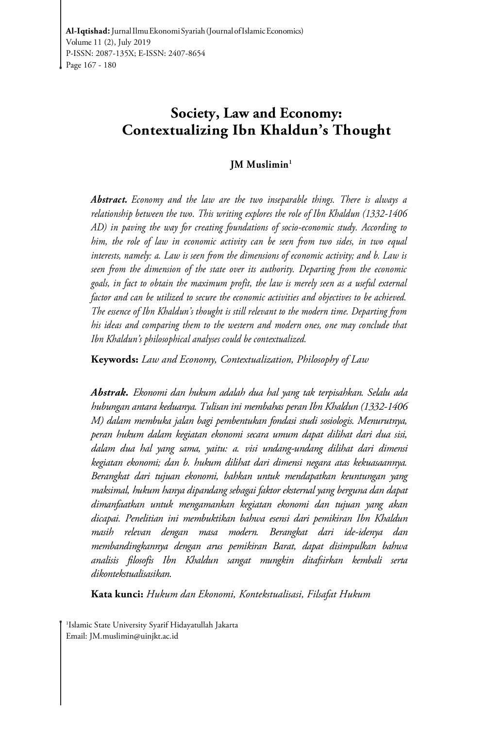# Society, Law and Economy: Contextualizing Ibn Khaldun's Thought

**JM Muslimin**[1]

***Abstract.*** *Economy and the law are the two inseparable things. There is always a relationship between the two. This writing explores the role of Ibn Khaldun (1332-1406 AD) in paving the way for creating foundations of socio-economic study. According to him, the role of law in economic activity can be seen from two sides, in two equal interests, namely: a. Law is seen from the dimensions of economic activity; and b. Law is seen from the dimension of the state over its authority. Departing from the economic goals, in fact to obtain the maximum profit, the law is merely seen as a useful external factor and can be utilized to secure the economic activities and objectives to be achieved. The essence of Ibn Khaldun's thought is still relevant to the modern time. Departing from his ideas and comparing them to the western and modern ones, one may conclude that Ibn Khaldun's philosophical analyses could be contextualized.*

**Keywords:** *Law and Economy, Contextualization, Philosophy of Law*

***Abstrak.*** *Ekonomi dan hukum adalah dua hal yang tak terpisahkan. Selalu ada hubungan antara keduanya. Tulisan ini membahas peran Ibn Khaldun (1332-1406 M) dalam membuka jalan bagi pembentukan fondasi studi sosiologis. Menurutnya, peran hukum dalam kegiatan ekonomi secara umum dapat dilihat dari dua sisi, dalam dua hal yang sama, yaitu: a. visi undang-undang dilihat dari dimensi kegiatan ekonomi; dan b. hukum dilihat dari dimensi negara atas kekuasaannya. Berangkat dari tujuan ekonomi, bahkan untuk mendapatkan keuntungan yang maksimal, hukum hanya dipandang sebagai faktor eksternal yang berguna dan dapat dimanfaatkan untuk mengamankan kegiatan ekonomi dan tujuan yang akan dicapai. Penelitian ini membuktikan bahwa esensi dari pemikiran Ibn Khaldun masih relevan dengan masa modern. Berangkat dari ide-idenya dan membandingkannya dengan arus pemikiran Barat, dapat disimpulkan bahwa analisis filosofis Ibn Khaldun sangat mungkin ditafsirkan kembali serta dikontekstualisasikan.*

**Kata kunci:** *Hukum dan Ekonomi, Kontekstualisasi, Filsafat Hukum*

[1]Islamic State University Syarif Hidayatullah Jakarta
Email: JM.muslimin@uinjkt.ac.id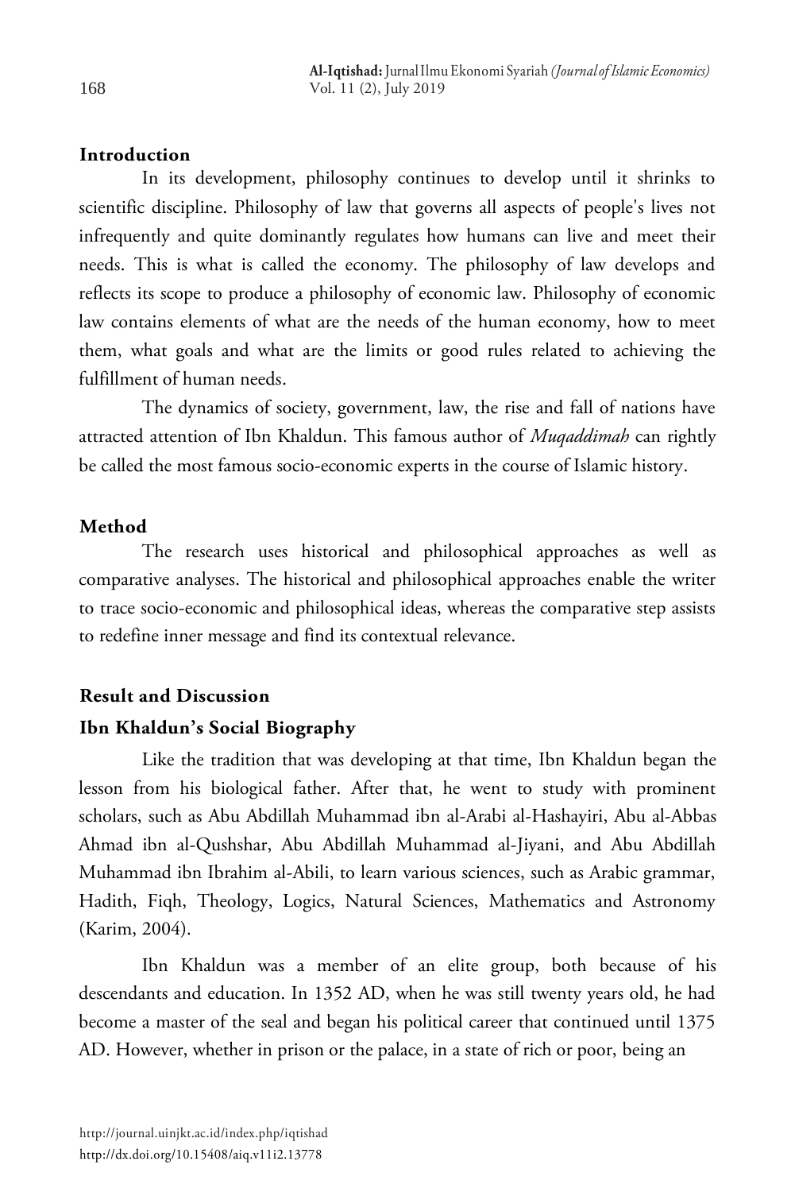## Introduction

In its development, philosophy continues to develop until it shrinks to scientific discipline. Philosophy of law that governs all aspects of people's lives not infrequently and quite dominantly regulates how humans can live and meet their needs. This is what is called the economy. The philosophy of law develops and reflects its scope to produce a philosophy of economic law. Philosophy of economic law contains elements of what are the needs of the human economy, how to meet them, what goals and what are the limits or good rules related to achieving the fulfillment of human needs.

The dynamics of society, government, law, the rise and fall of nations have attracted attention of Ibn Khaldun. This famous author of *Muqaddimah* can rightly be called the most famous socio-economic experts in the course of Islamic history.

## Method

The research uses historical and philosophical approaches as well as comparative analyses. The historical and philosophical approaches enable the writer to trace socio-economic and philosophical ideas, whereas the comparative step assists to redefine inner message and find its contextual relevance.

## Result and Discussion

### Ibn Khaldun's Social Biography

Like the tradition that was developing at that time, Ibn Khaldun began the lesson from his biological father. After that, he went to study with prominent scholars, such as Abu Abdillah Muhammad ibn al-Arabi al-Hashayiri, Abu al-Abbas Ahmad ibn al-Qushshar, Abu Abdillah Muhammad al-Jiyani, and Abu Abdillah Muhammad ibn Ibrahim al-Abili, to learn various sciences, such as Arabic grammar, Hadith, Fiqh, Theology, Logics, Natural Sciences, Mathematics and Astronomy (Karim, 2004).

Ibn Khaldun was a member of an elite group, both because of his descendants and education. In 1352 AD, when he was still twenty years old, he had become a master of the seal and began his political career that continued until 1375 AD. However, whether in prison or the palace, in a state of rich or poor, being an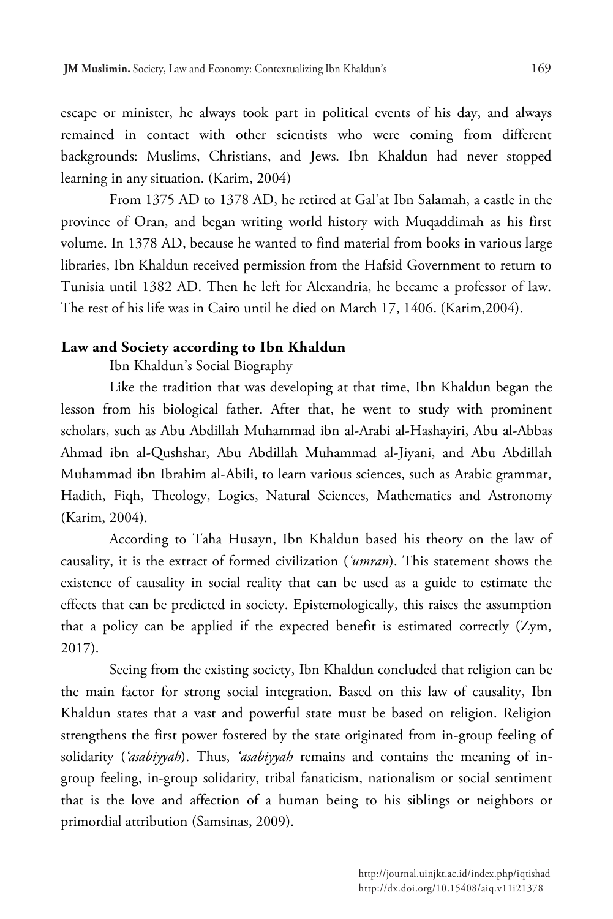escape or minister, he always took part in political events of his day, and always remained in contact with other scientists who were coming from different backgrounds: Muslims, Christians, and Jews. Ibn Khaldun had never stopped learning in any situation. (Karim, 2004)

From 1375 AD to 1378 AD, he retired at Gal'at Ibn Salamah, a castle in the province of Oran, and began writing world history with Muqaddimah as his first volume. In 1378 AD, because he wanted to find material from books in various large libraries, Ibn Khaldun received permission from the Hafsid Government to return to Tunisia until 1382 AD. Then he left for Alexandria, he became a professor of law. The rest of his life was in Cairo until he died on March 17, 1406. (Karim,2004).

## Law and Society according to Ibn Khaldun

Ibn Khaldun's Social Biography

Like the tradition that was developing at that time, Ibn Khaldun began the lesson from his biological father. After that, he went to study with prominent scholars, such as Abu Abdillah Muhammad ibn al-Arabi al-Hashayiri, Abu al-Abbas Ahmad ibn al-Qushshar, Abu Abdillah Muhammad al-Jiyani, and Abu Abdillah Muhammad ibn Ibrahim al-Abili, to learn various sciences, such as Arabic grammar, Hadith, Fiqh, Theology, Logics, Natural Sciences, Mathematics and Astronomy (Karim, 2004).

According to Taha Husayn, Ibn Khaldun based his theory on the law of causality, it is the extract of formed civilization (*'umran*). This statement shows the existence of causality in social reality that can be used as a guide to estimate the effects that can be predicted in society. Epistemologically, this raises the assumption that a policy can be applied if the expected benefit is estimated correctly (Zym, 2017).

Seeing from the existing society, Ibn Khaldun concluded that religion can be the main factor for strong social integration. Based on this law of causality, Ibn Khaldun states that a vast and powerful state must be based on religion. Religion strengthens the first power fostered by the state originated from in-group feeling of solidarity (*'asabiyyah*). Thus, *'asabiyyah* remains and contains the meaning of in-group feeling, in-group solidarity, tribal fanaticism, nationalism or social sentiment that is the love and affection of a human being to his siblings or neighbors or primordial attribution (Samsinas, 2009).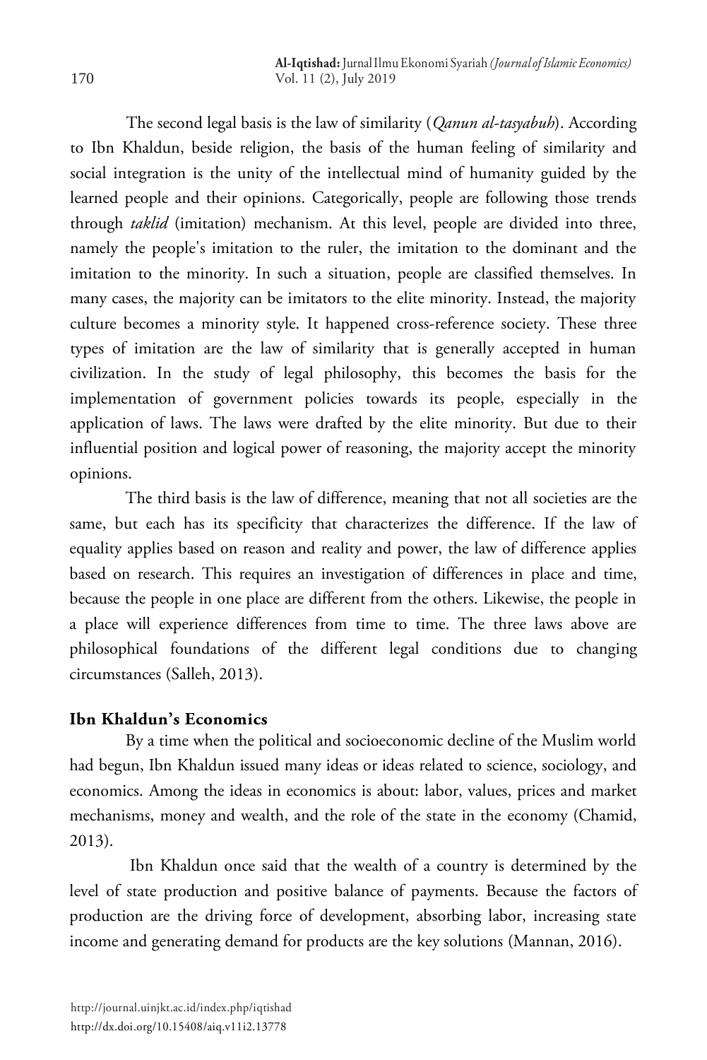The second legal basis is the law of similarity (*Qanun al-tasyabuh*). According to Ibn Khaldun, beside religion, the basis of the human feeling of similarity and social integration is the unity of the intellectual mind of humanity guided by the learned people and their opinions. Categorically, people are following those trends through *taklid* (imitation) mechanism. At this level, people are divided into three, namely the people's imitation to the ruler, the imitation to the dominant and the imitation to the minority. In such a situation, people are classified themselves. In many cases, the majority can be imitators to the elite minority. Instead, the majority culture becomes a minority style. It happened cross-reference society. These three types of imitation are the law of similarity that is generally accepted in human civilization. In the study of legal philosophy, this becomes the basis for the implementation of government policies towards its people, especially in the application of laws. The laws were drafted by the elite minority. But due to their influential position and logical power of reasoning, the majority accept the minority opinions.

The third basis is the law of difference, meaning that not all societies are the same, but each has its specificity that characterizes the difference. If the law of equality applies based on reason and reality and power, the law of difference applies based on research. This requires an investigation of differences in place and time, because the people in one place are different from the others. Likewise, the people in a place will experience differences from time to time. The three laws above are philosophical foundations of the different legal conditions due to changing circumstances (Salleh, 2013).

**Ibn Khaldun's Economics**

By a time when the political and socioeconomic decline of the Muslim world had begun, Ibn Khaldun issued many ideas or ideas related to science, sociology, and economics. Among the ideas in economics is about: labor, values, prices and market mechanisms, money and wealth, and the role of the state in the economy (Chamid, 2013).

Ibn Khaldun once said that the wealth of a country is determined by the level of state production and positive balance of payments. Because the factors of production are the driving force of development, absorbing labor, increasing state income and generating demand for products are the key solutions (Mannan, 2016).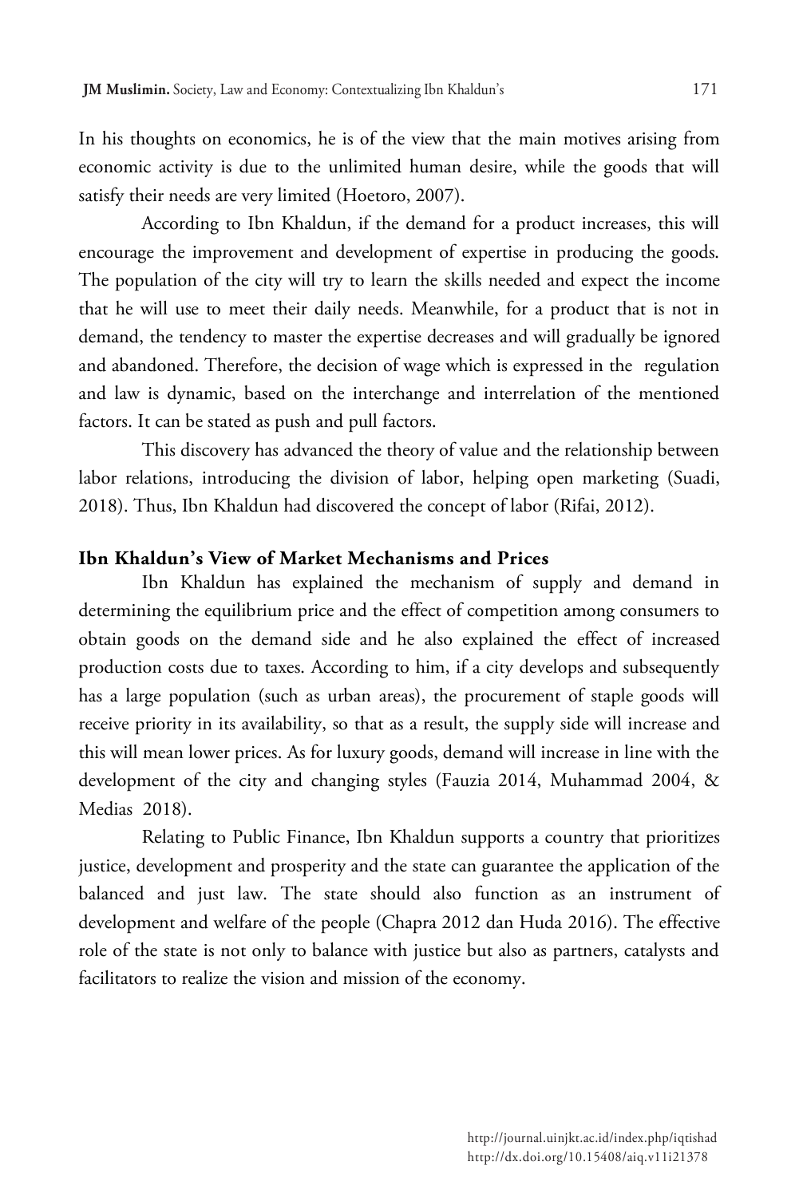In his thoughts on economics, he is of the view that the main motives arising from economic activity is due to the unlimited human desire, while the goods that will satisfy their needs are very limited (Hoetoro, 2007).

According to Ibn Khaldun, if the demand for a product increases, this will encourage the improvement and development of expertise in producing the goods. The population of the city will try to learn the skills needed and expect the income that he will use to meet their daily needs. Meanwhile, for a product that is not in demand, the tendency to master the expertise decreases and will gradually be ignored and abandoned. Therefore, the decision of wage which is expressed in the regulation and law is dynamic, based on the interchange and interrelation of the mentioned factors. It can be stated as push and pull factors.

This discovery has advanced the theory of value and the relationship between labor relations, introducing the division of labor, helping open marketing (Suadi, 2018). Thus, Ibn Khaldun had discovered the concept of labor (Rifai, 2012).

## Ibn Khaldun's View of Market Mechanisms and Prices

Ibn Khaldun has explained the mechanism of supply and demand in determining the equilibrium price and the effect of competition among consumers to obtain goods on the demand side and he also explained the effect of increased production costs due to taxes. According to him, if a city develops and subsequently has a large population (such as urban areas), the procurement of staple goods will receive priority in its availability, so that as a result, the supply side will increase and this will mean lower prices. As for luxury goods, demand will increase in line with the development of the city and changing styles (Fauzia 2014, Muhammad 2004, & Medias 2018).

Relating to Public Finance, Ibn Khaldun supports a country that prioritizes justice, development and prosperity and the state can guarantee the application of the balanced and just law. The state should also function as an instrument of development and welfare of the people (Chapra 2012 dan Huda 2016). The effective role of the state is not only to balance with justice but also as partners, catalysts and facilitators to realize the vision and mission of the economy.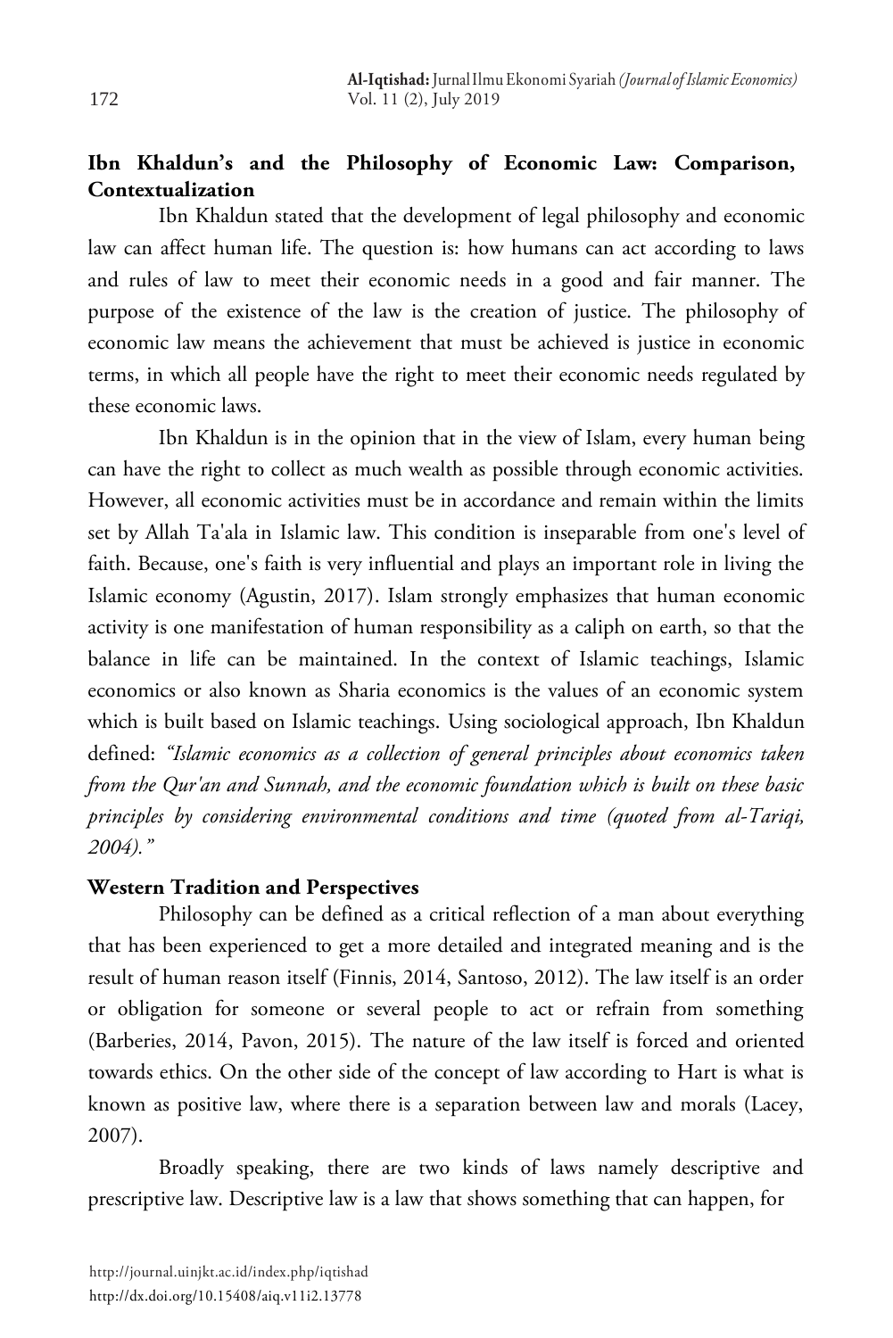## Ibn Khaldun's and the Philosophy of Economic Law: Comparison, Contextualization

Ibn Khaldun stated that the development of legal philosophy and economic law can affect human life. The question is: how humans can act according to laws and rules of law to meet their economic needs in a good and fair manner. The purpose of the existence of the law is the creation of justice. The philosophy of economic law means the achievement that must be achieved is justice in economic terms, in which all people have the right to meet their economic needs regulated by these economic laws.

Ibn Khaldun is in the opinion that in the view of Islam, every human being can have the right to collect as much wealth as possible through economic activities. However, all economic activities must be in accordance and remain within the limits set by Allah Ta'ala in Islamic law. This condition is inseparable from one's level of faith. Because, one's faith is very influential and plays an important role in living the Islamic economy (Agustin, 2017). Islam strongly emphasizes that human economic activity is one manifestation of human responsibility as a caliph on earth, so that the balance in life can be maintained. In the context of Islamic teachings, Islamic economics or also known as Sharia economics is the values of an economic system which is built based on Islamic teachings. Using sociological approach, Ibn Khaldun defined: *"Islamic economics as a collection of general principles about economics taken from the Qur'an and Sunnah, and the economic foundation which is built on these basic principles by considering environmental conditions and time (quoted from al-Tariqi, 2004)."*

## Western Tradition and Perspectives

Philosophy can be defined as a critical reflection of a man about everything that has been experienced to get a more detailed and integrated meaning and is the result of human reason itself (Finnis, 2014, Santoso, 2012). The law itself is an order or obligation for someone or several people to act or refrain from something (Barberies, 2014, Pavon, 2015). The nature of the law itself is forced and oriented towards ethics. On the other side of the concept of law according to Hart is what is known as positive law, where there is a separation between law and morals (Lacey, 2007).

Broadly speaking, there are two kinds of laws namely descriptive and prescriptive law. Descriptive law is a law that shows something that can happen, for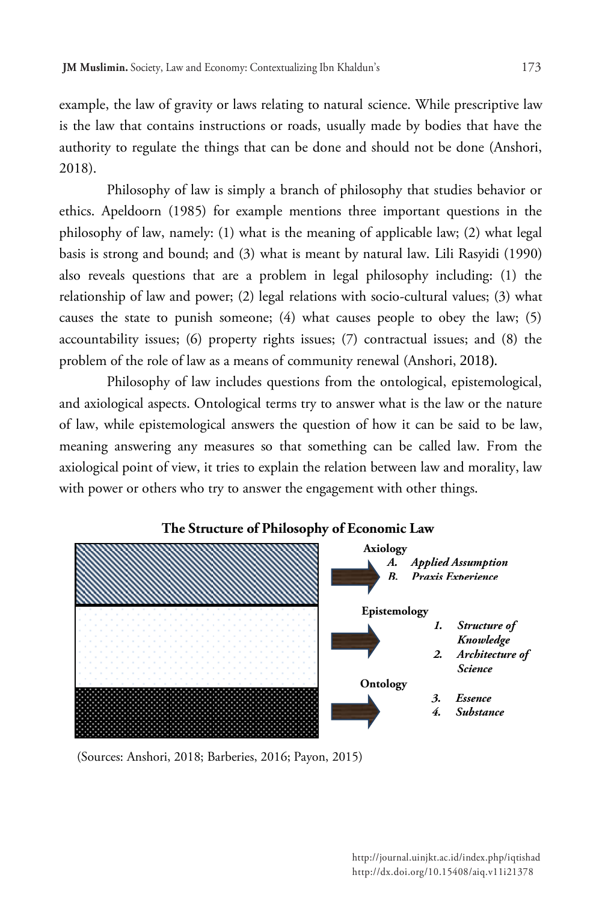example, the law of gravity or laws relating to natural science. While prescriptive law is the law that contains instructions or roads, usually made by bodies that have the authority to regulate the things that can be done and should not be done (Anshori, 2018).

Philosophy of law is simply a branch of philosophy that studies behavior or ethics. Apeldoorn (1985) for example mentions three important questions in the philosophy of law, namely: (1) what is the meaning of applicable law; (2) what legal basis is strong and bound; and (3) what is meant by natural law. Lili Rasyidi (1990) also reveals questions that are a problem in legal philosophy including: (1) the relationship of law and power; (2) legal relations with socio-cultural values; (3) what causes the state to punish someone; (4) what causes people to obey the law; (5) accountability issues; (6) property rights issues; (7) contractual issues; and (8) the problem of the role of law as a means of community renewal (Anshori, 2018).

Philosophy of law includes questions from the ontological, epistemological, and axiological aspects. Ontological terms try to answer what is the law or the nature of law, while epistemological answers the question of how it can be said to be law, meaning answering any measures so that something can be called law. From the axiological point of view, it tries to explain the relation between law and morality, law with power or others who try to answer the engagement with other things.

**The Structure of Philosophy of Economic Law**

**Axiology**
- *A. Applied Assumption*
- *B. Praxis Experience*

**Epistemology**
- *1. Structure of Knowledge*
- *2. Architecture of Science*

**Ontology**
- *3. Essence*
- *4. Substance*

(Sources: Anshori, 2018; Barberies, 2016; Payon, 2015)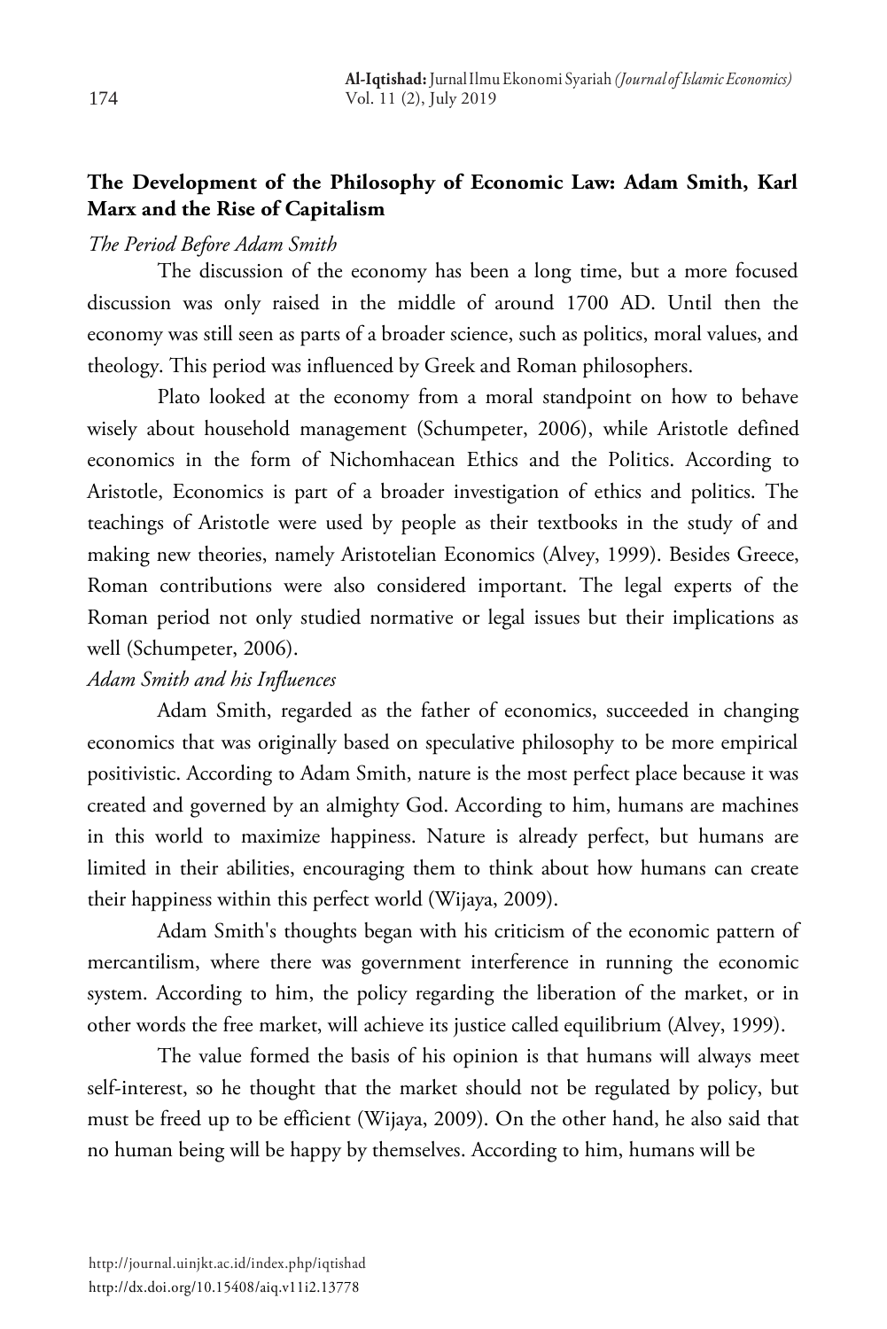**The Development of the Philosophy of Economic Law: Adam Smith, Karl Marx and the Rise of Capitalism**

*The Period Before Adam Smith*

The discussion of the economy has been a long time, but a more focused discussion was only raised in the middle of around 1700 AD. Until then the economy was still seen as parts of a broader science, such as politics, moral values, and theology. This period was influenced by Greek and Roman philosophers.

Plato looked at the economy from a moral standpoint on how to behave wisely about household management (Schumpeter, 2006), while Aristotle defined economics in the form of Nichomhacean Ethics and the Politics. According to Aristotle, Economics is part of a broader investigation of ethics and politics. The teachings of Aristotle were used by people as their textbooks in the study of and making new theories, namely Aristotelian Economics (Alvey, 1999). Besides Greece, Roman contributions were also considered important. The legal experts of the Roman period not only studied normative or legal issues but their implications as well (Schumpeter, 2006).

*Adam Smith and his Influences*

Adam Smith, regarded as the father of economics, succeeded in changing economics that was originally based on speculative philosophy to be more empirical positivistic. According to Adam Smith, nature is the most perfect place because it was created and governed by an almighty God. According to him, humans are machines in this world to maximize happiness. Nature is already perfect, but humans are limited in their abilities, encouraging them to think about how humans can create their happiness within this perfect world (Wijaya, 2009).

Adam Smith's thoughts began with his criticism of the economic pattern of mercantilism, where there was government interference in running the economic system. According to him, the policy regarding the liberation of the market, or in other words the free market, will achieve its justice called equilibrium (Alvey, 1999).

The value formed the basis of his opinion is that humans will always meet self-interest, so he thought that the market should not be regulated by policy, but must be freed up to be efficient (Wijaya, 2009). On the other hand, he also said that no human being will be happy by themselves. According to him, humans will be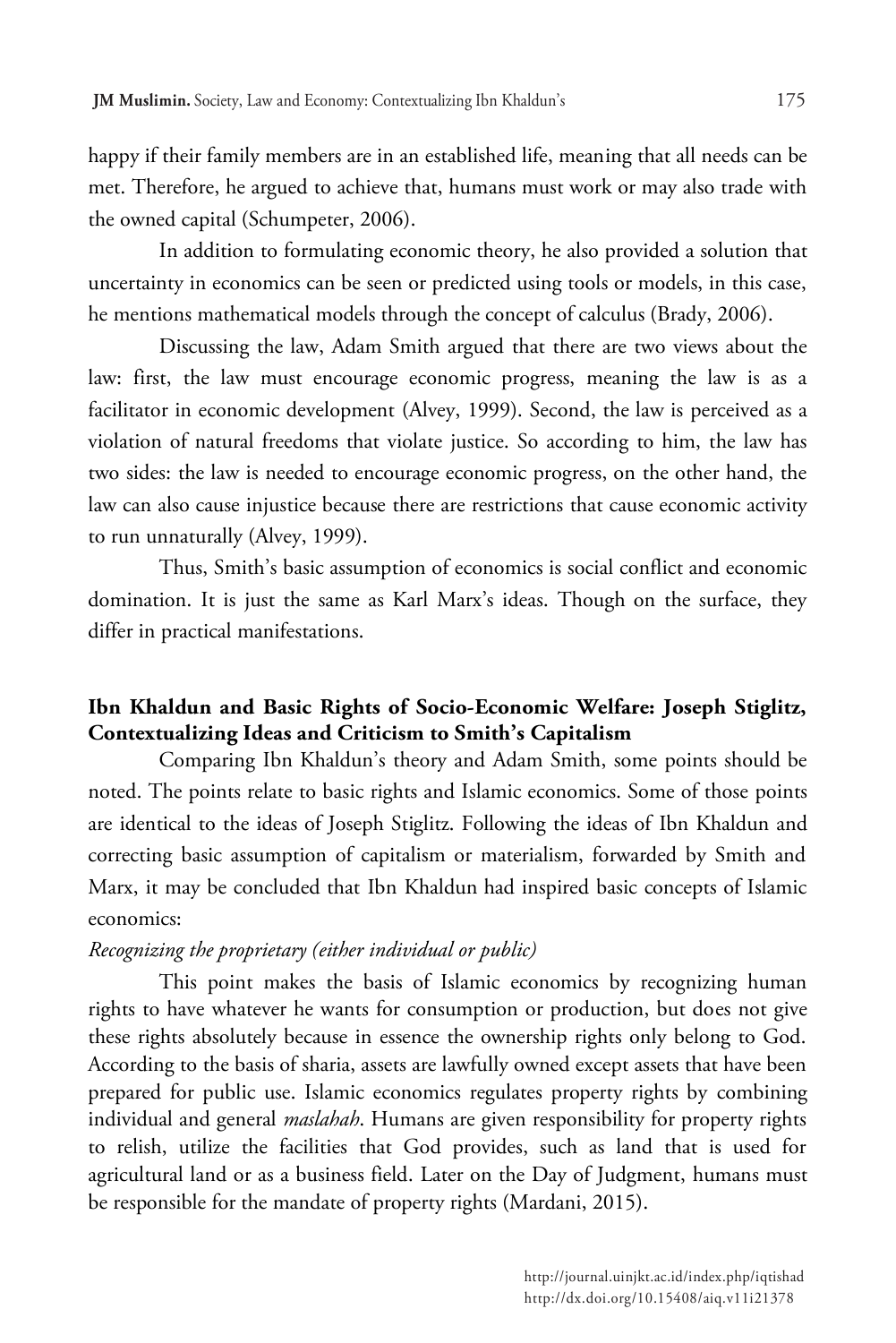happy if their family members are in an established life, meaning that all needs can be met. Therefore, he argued to achieve that, humans must work or may also trade with the owned capital (Schumpeter, 2006).

In addition to formulating economic theory, he also provided a solution that uncertainty in economics can be seen or predicted using tools or models, in this case, he mentions mathematical models through the concept of calculus (Brady, 2006).

Discussing the law, Adam Smith argued that there are two views about the law: first, the law must encourage economic progress, meaning the law is as a facilitator in economic development (Alvey, 1999). Second, the law is perceived as a violation of natural freedoms that violate justice. So according to him, the law has two sides: the law is needed to encourage economic progress, on the other hand, the law can also cause injustice because there are restrictions that cause economic activity to run unnaturally (Alvey, 1999).

Thus, Smith's basic assumption of economics is social conflict and economic domination. It is just the same as Karl Marx's ideas. Though on the surface, they differ in practical manifestations.

## Ibn Khaldun and Basic Rights of Socio-Economic Welfare: Joseph Stiglitz, Contextualizing Ideas and Criticism to Smith's Capitalism

Comparing Ibn Khaldun's theory and Adam Smith, some points should be noted. The points relate to basic rights and Islamic economics. Some of those points are identical to the ideas of Joseph Stiglitz. Following the ideas of Ibn Khaldun and correcting basic assumption of capitalism or materialism, forwarded by Smith and Marx, it may be concluded that Ibn Khaldun had inspired basic concepts of Islamic economics:

*Recognizing the proprietary (either individual or public)*

This point makes the basis of Islamic economics by recognizing human rights to have whatever he wants for consumption or production, but does not give these rights absolutely because in essence the ownership rights only belong to God. According to the basis of sharia, assets are lawfully owned except assets that have been prepared for public use. Islamic economics regulates property rights by combining individual and general *maslahah*. Humans are given responsibility for property rights to relish, utilize the facilities that God provides, such as land that is used for agricultural land or as a business field. Later on the Day of Judgment, humans must be responsible for the mandate of property rights (Mardani, 2015).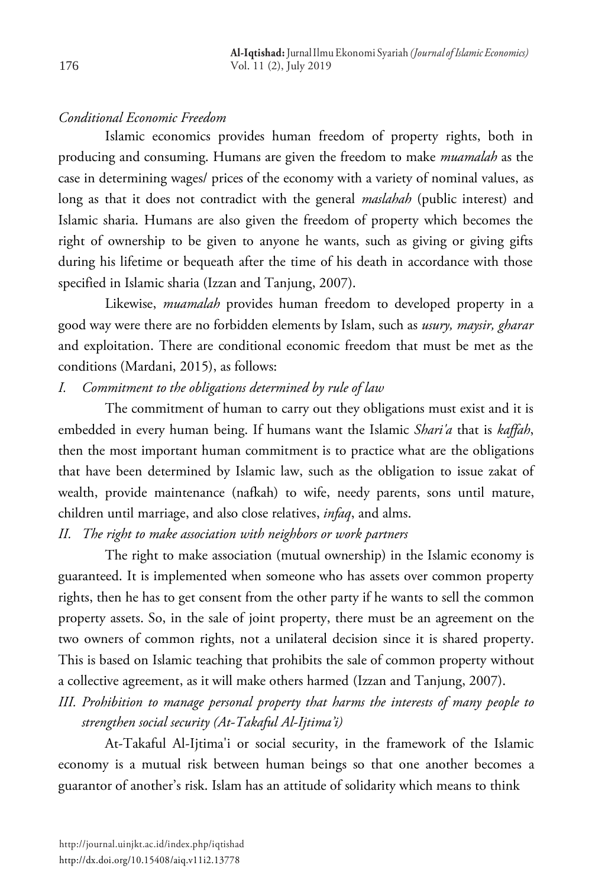*Conditional Economic Freedom*

Islamic economics provides human freedom of property rights, both in producing and consuming. Humans are given the freedom to make *muamalah* as the case in determining wages/ prices of the economy with a variety of nominal values, as long as that it does not contradict with the general *maslahah* (public interest) and Islamic sharia. Humans are also given the freedom of property which becomes the right of ownership to be given to anyone he wants, such as giving or giving gifts during his lifetime or bequeath after the time of his death in accordance with those specified in Islamic sharia (Izzan and Tanjung, 2007).

Likewise, *muamalah* provides human freedom to developed property in a good way were there are no forbidden elements by Islam, such as *usury, maysir, gharar* and exploitation. There are conditional economic freedom that must be met as the conditions (Mardani, 2015), as follows:

*I. Commitment to the obligations determined by rule of law*

The commitment of human to carry out they obligations must exist and it is embedded in every human being. If humans want the Islamic *Shari'a* that is *kaffah*, then the most important human commitment is to practice what are the obligations that have been determined by Islamic law, such as the obligation to issue zakat of wealth, provide maintenance (nafkah) to wife, needy parents, sons until mature, children until marriage, and also close relatives, *infaq*, and alms.

*II. The right to make association with neighbors or work partners*

The right to make association (mutual ownership) in the Islamic economy is guaranteed. It is implemented when someone who has assets over common property rights, then he has to get consent from the other party if he wants to sell the common property assets. So, in the sale of joint property, there must be an agreement on the two owners of common rights, not a unilateral decision since it is shared property. This is based on Islamic teaching that prohibits the sale of common property without a collective agreement, as it will make others harmed (Izzan and Tanjung, 2007).

*III. Prohibition to manage personal property that harms the interests of many people to strengthen social security (At-Takaful Al-Ijtima'i)*

At-Takaful Al-Ijtima'i or social security, in the framework of the Islamic economy is a mutual risk between human beings so that one another becomes a guarantor of another's risk. Islam has an attitude of solidarity which means to think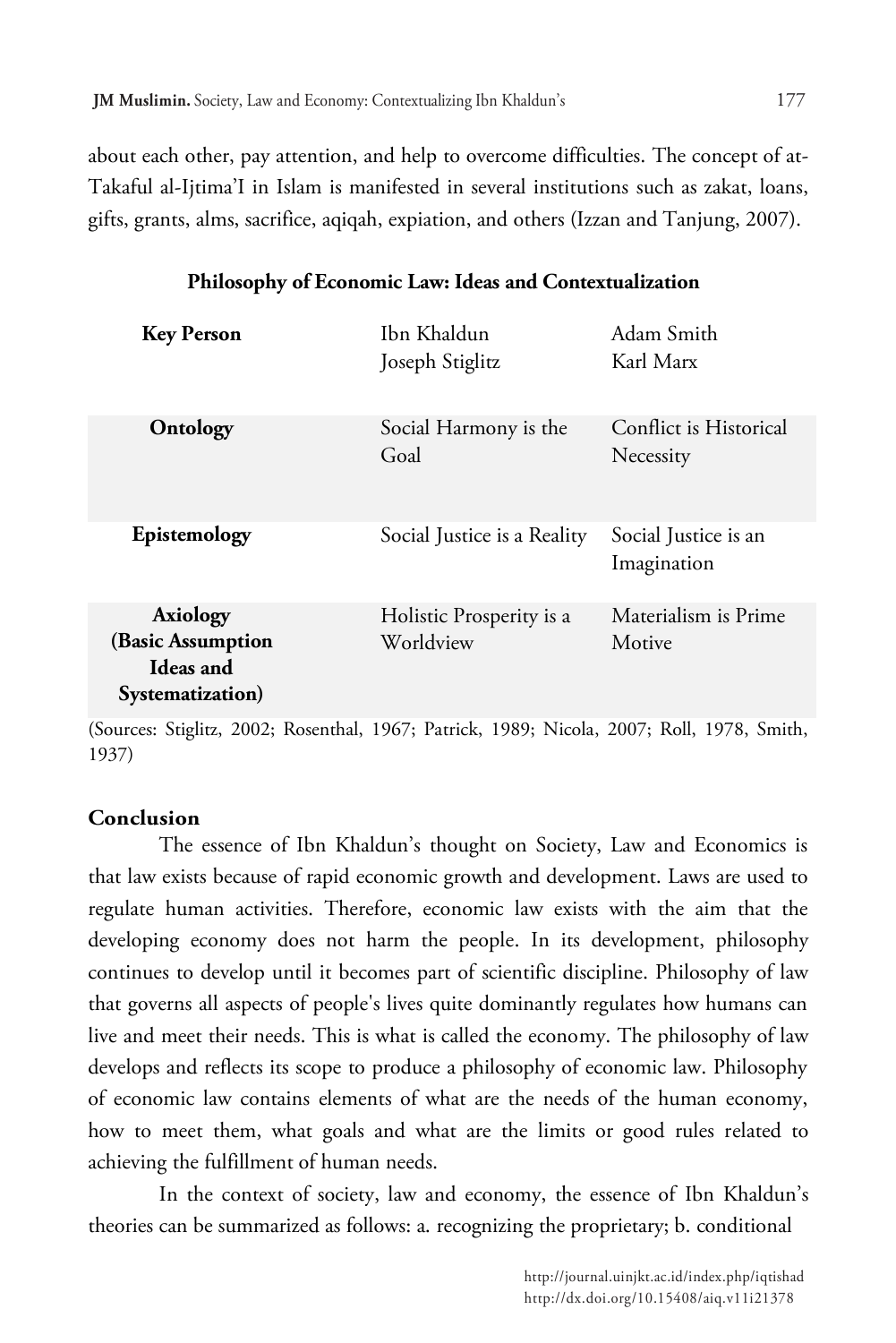about each other, pay attention, and help to overcome difficulties. The concept of at-Takaful al-Ijtima'I in Islam is manifested in several institutions such as zakat, loans, gifts, grants, alms, sacrifice, aqiqah, expiation, and others (Izzan and Tanjung, 2007).

**Philosophy of Economic Law: Ideas and Contextualization**

| **Key Person** | Ibn Khaldun<br>Joseph Stiglitz | Adam Smith<br>Karl Marx |
|---|---|---|
| **Ontology** | Social Harmony is the Goal | Conflict is Historical Necessity |
| **Epistemology** | Social Justice is a Reality | Social Justice is an Imagination |
| **Axiology (Basic Assumption Ideas and Systematization)** | Holistic Prosperity is a Worldview | Materialism is Prime Motive |

(Sources: Stiglitz, 2002; Rosenthal, 1967; Patrick, 1989; Nicola, 2007; Roll, 1978, Smith, 1937)

## Conclusion

The essence of Ibn Khaldun's thought on Society, Law and Economics is that law exists because of rapid economic growth and development. Laws are used to regulate human activities. Therefore, economic law exists with the aim that the developing economy does not harm the people. In its development, philosophy continues to develop until it becomes part of scientific discipline. Philosophy of law that governs all aspects of people's lives quite dominantly regulates how humans can live and meet their needs. This is what is called the economy. The philosophy of law develops and reflects its scope to produce a philosophy of economic law. Philosophy of economic law contains elements of what are the needs of the human economy, how to meet them, what goals and what are the limits or good rules related to achieving the fulfillment of human needs.

In the context of society, law and economy, the essence of Ibn Khaldun's theories can be summarized as follows: a. recognizing the proprietary; b. conditional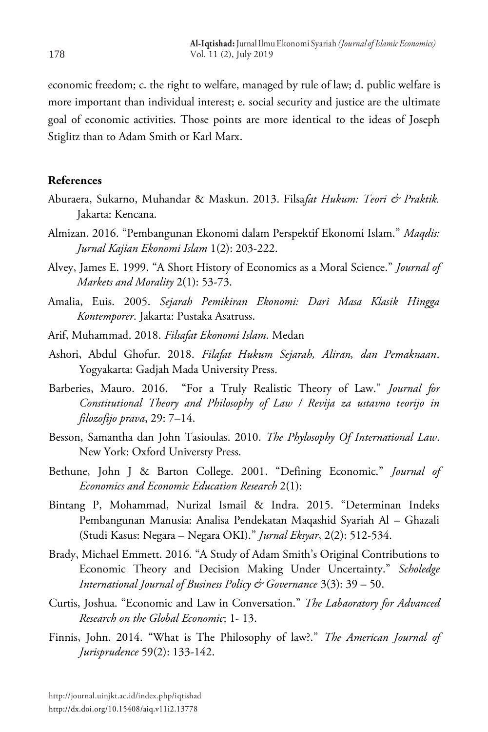economic freedom; c. the right to welfare, managed by rule of law; d. public welfare is more important than individual interest; e. social security and justice are the ultimate goal of economic activities. Those points are more identical to the ideas of Joseph Stiglitz than to Adam Smith or Karl Marx.

## References

Aburaera, Sukarno, Muhandar & Maskun. 2013. Filsa*fat Hukum: Teori & Praktik.* Jakarta: Kencana.

Almizan. 2016. "Pembangunan Ekonomi dalam Perspektif Ekonomi Islam." *Maqdis: Jurnal Kajian Ekonomi Islam* 1(2): 203-222.

Alvey, James E. 1999. "A Short History of Economics as a Moral Science." *Journal of Markets and Morality* 2(1): 53-73.

Amalia, Euis. 2005. *Sejarah Pemikiran Ekonomi: Dari Masa Klasik Hingga Kontemporer*. Jakarta: Pustaka Asatruss.

Arif, Muhammad. 2018. *Filsafat Ekonomi Islam*. Medan

Ashori, Abdul Ghofur. 2018. *Filafat Hukum Sejarah, Aliran, dan Pemaknaan*. Yogyakarta: Gadjah Mada University Press.

Barberies, Mauro. 2016. "For a Truly Realistic Theory of Law." *Journal for Constitutional Theory and Philosophy of Law / Revija za ustavno teorijo in filozofijo prava*, 29: 7–14.

Besson, Samantha dan John Tasioulas. 2010. *The Phylosophy Of International Law*. New York: Oxford Universty Press.

Bethune, John J & Barton College. 2001. "Defining Economic." *Journal of Economics and Economic Education Research* 2(1):

Bintang P, Mohammad, Nurizal Ismail & Indra. 2015. "Determinan Indeks Pembangunan Manusia: Analisa Pendekatan Maqashid Syariah Al – Ghazali (Studi Kasus: Negara – Negara OKI)." *Jurnal Eksyar*, 2(2): 512-534.

Brady, Michael Emmett. 2016. "A Study of Adam Smith's Original Contributions to Economic Theory and Decision Making Under Uncertainty." *Scholedge International Journal of Business Policy & Governance* 3(3): 39 – 50.

Curtis, Joshua. "Economic and Law in Conversation." *The Labaoratory for Advanced Research on the Global Economic*: 1- 13.

Finnis, John. 2014. "What is The Philosophy of law?." *The American Journal of Jurisprudence* 59(2): 133-142.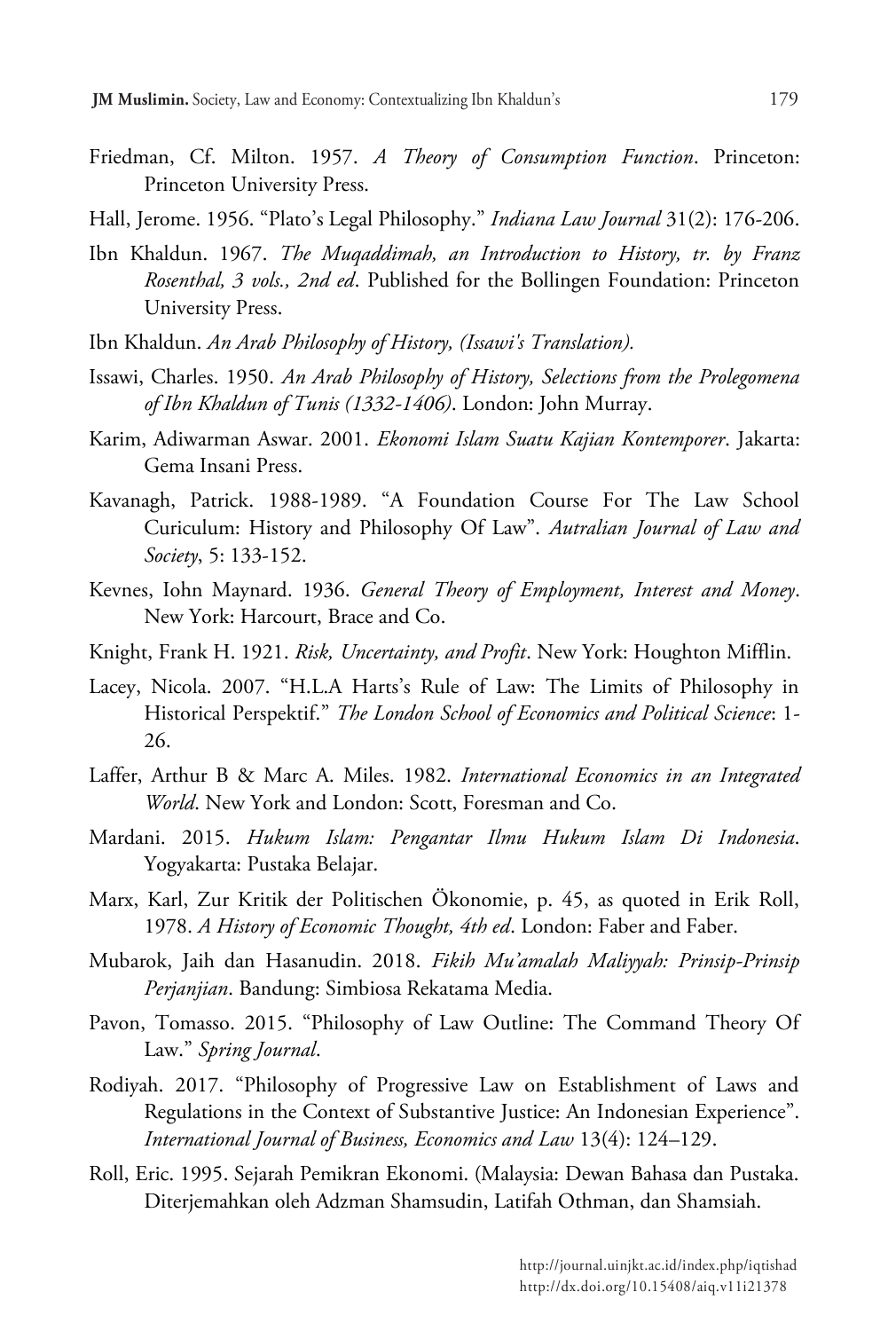Friedman, Cf. Milton. 1957. *A Theory of Consumption Function*. Princeton: Princeton University Press.

Hall, Jerome. 1956. "Plato's Legal Philosophy." *Indiana Law Journal* 31(2): 176-206.

Ibn Khaldun. 1967. *The Muqaddimah, an Introduction to History, tr. by Franz Rosenthal, 3 vols., 2nd ed*. Published for the Bollingen Foundation: Princeton University Press.

Ibn Khaldun. *An Arab Philosophy of History, (Issawi's Translation).*

Issawi, Charles. 1950. *An Arab Philosophy of History, Selections from the Prolegomena of Ibn Khaldun of Tunis (1332-1406)*. London: John Murray.

Karim, Adiwarman Aswar. 2001. *Ekonomi Islam Suatu Kajian Kontemporer*. Jakarta: Gema Insani Press.

Kavanagh, Patrick. 1988-1989. "A Foundation Course For The Law School Curiculum: History and Philosophy Of Law". *Autralian Journal of Law and Society*, 5: 133-152.

Kevnes, Iohn Maynard. 1936. *General Theory of Employment, Interest and Money*. New York: Harcourt, Brace and Co.

Knight, Frank H. 1921. *Risk, Uncertainty, and Profit*. New York: Houghton Mifflin.

Lacey, Nicola. 2007. "H.L.A Harts's Rule of Law: The Limits of Philosophy in Historical Perspektif." *The London School of Economics and Political Science*: 1-26.

Laffer, Arthur B & Marc A. Miles. 1982. *International Economics in an Integrated World*. New York and London: Scott, Foresman and Co.

Mardani. 2015. *Hukum Islam: Pengantar Ilmu Hukum Islam Di Indonesia*. Yogyakarta: Pustaka Belajar.

Marx, Karl, Zur Kritik der Politischen Ökonomie, p. 45, as quoted in Erik Roll, 1978. *A History of Economic Thought, 4th ed*. London: Faber and Faber.

Mubarok, Jaih dan Hasanudin. 2018. *Fikih Mu'amalah Maliyyah: Prinsip-Prinsip Perjanjian*. Bandung: Simbiosa Rekatama Media.

Pavon, Tomasso. 2015. "Philosophy of Law Outline: The Command Theory Of Law." *Spring Journal*.

Rodiyah. 2017. "Philosophy of Progressive Law on Establishment of Laws and Regulations in the Context of Substantive Justice: An Indonesian Experience". *International Journal of Business, Economics and Law* 13(4): 124–129.

Roll, Eric. 1995. Sejarah Pemikran Ekonomi. (Malaysia: Dewan Bahasa dan Pustaka. Diterjemahkan oleh Adzman Shamsudin, Latifah Othman, dan Shamsiah.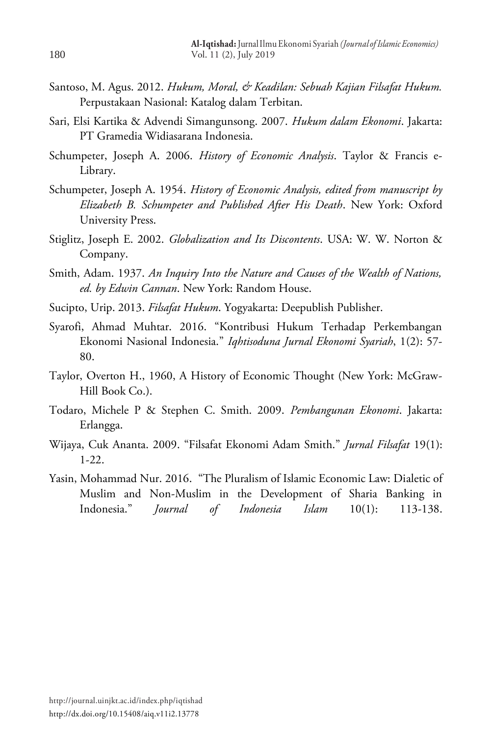Santoso, M. Agus. 2012. *Hukum, Moral, & Keadilan: Sebuah Kajian Filsafat Hukum.* Perpustakaan Nasional: Katalog dalam Terbitan.

Sari, Elsi Kartika & Advendi Simangunsong. 2007. *Hukum dalam Ekonomi*. Jakarta: PT Gramedia Widiasarana Indonesia.

Schumpeter, Joseph A. 2006. *History of Economic Analysis*. Taylor & Francis e-Library.

Schumpeter, Joseph A. 1954. *History of Economic Analysis, edited from manuscript by Elizabeth B. Schumpeter and Published After His Death*. New York: Oxford University Press.

Stiglitz, Joseph E. 2002. *Globalization and Its Discontents*. USA: W. W. Norton & Company.

Smith, Adam. 1937. *An Inquiry Into the Nature and Causes of the Wealth of Nations, ed. by Edwin Cannan*. New York: Random House.

Sucipto, Urip. 2013. *Filsafat Hukum*. Yogyakarta: Deepublish Publisher.

Syarofi, Ahmad Muhtar. 2016. "Kontribusi Hukum Terhadap Perkembangan Ekonomi Nasional Indonesia." *Iqhtisoduna Jurnal Ekonomi Syariah*, 1(2): 57-80.

Taylor, Overton H., 1960, A History of Economic Thought (New York: McGraw-Hill Book Co.).

Todaro, Michele P & Stephen C. Smith. 2009. *Pembangunan Ekonomi*. Jakarta: Erlangga.

Wijaya, Cuk Ananta. 2009. "Filsafat Ekonomi Adam Smith." *Jurnal Filsafat* 19(1): 1-22.

Yasin, Mohammad Nur. 2016. "The Pluralism of Islamic Economic Law: Dialetic of Muslim and Non-Muslim in the Development of Sharia Banking in Indonesia." *Journal of Indonesia Islam* 10(1): 113-138.